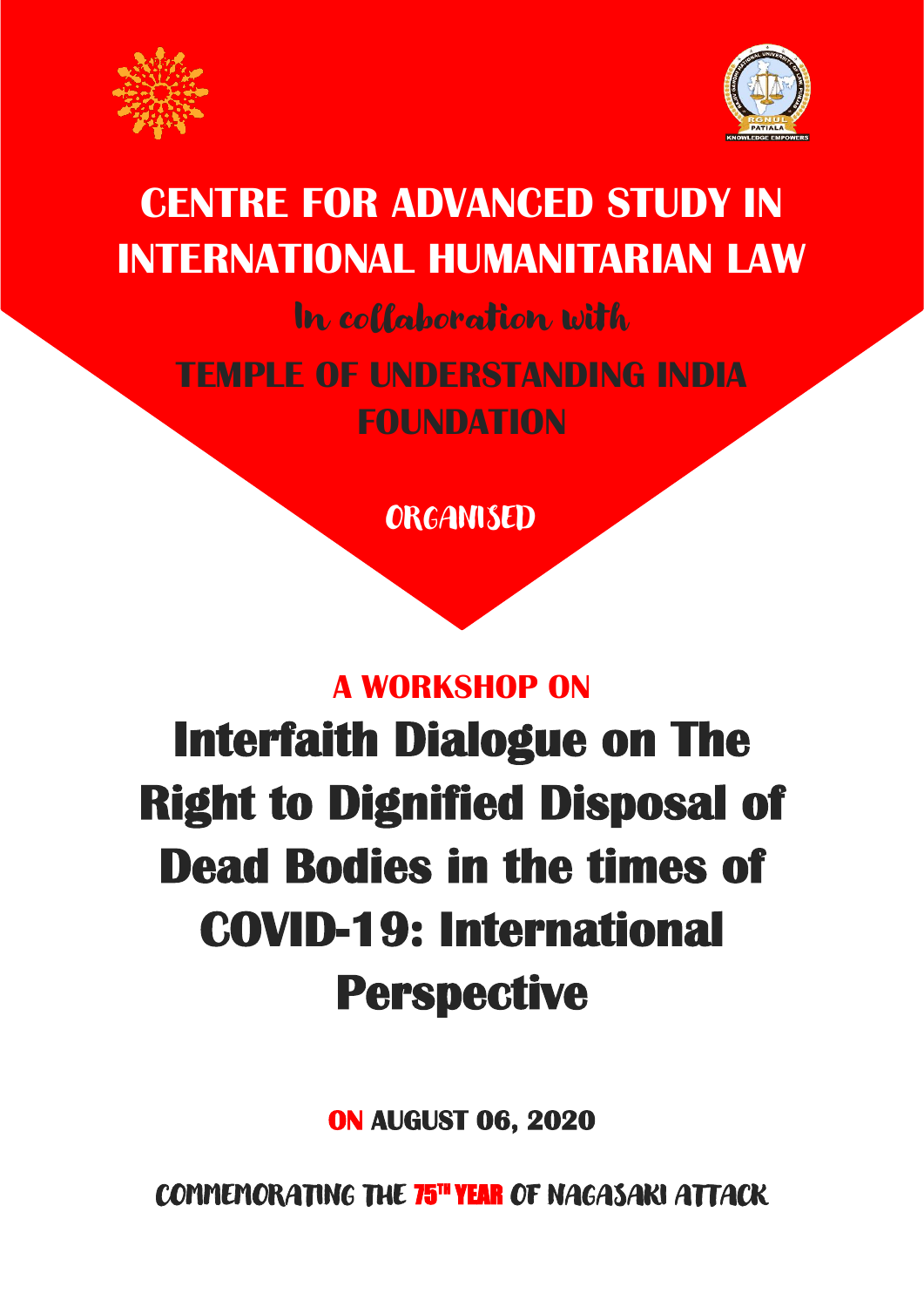# CENTRE FOR ADVANCED STUDY IN INTERNATIONAL HUMANITARIAN LAW

In collaboration with

## TEMPLE OF UNDERSTANDING INDIA FOUNDATION

ORGANISED

### A WORKSHOP ON

# Interfaith Dialogue on The Right to Dignified Disposal of Dead Bodies in the times of COVID-19: International Perspective

**ON AUGUST 06, 2020**

COMMEMORATING THE 75TH YEAR OF NAGASAKI ATTACK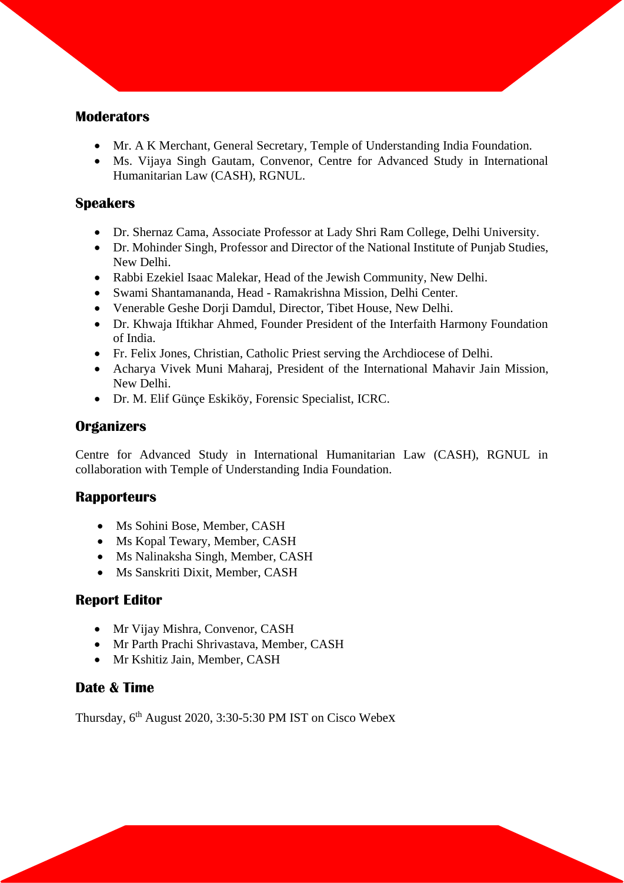## Moderators

- Mr. A K Merchant, General Secretary, Temple of Understanding India Foundation.
- Ms. Vijaya Singh Gautam, Convenor, Centre for Advanced Study in International Humanitarian Law (CASH), RGNUL.

## Speakers

- Dr. Shernaz Cama, Associate Professor at Lady Shri Ram College, Delhi University.
- Dr. Mohinder Singh, Professor and Director of the National Institute of Punjab Studies, New Delhi.
- Rabbi Ezekiel Isaac Malekar, Head of the Jewish Community, New Delhi.
- Swami Shantamananda, Head - Ramakrishna Mission, Delhi Center.
- Venerable Geshe Dorji Damdul, Director, Tibet House, New Delhi.
- Dr. Khwaja Iftikhar Ahmed, Founder President of the Interfaith Harmony Foundation of India.
- Fr. Felix Jones, Christian, Catholic Priest serving the Archdiocese of Delhi.
- Acharya Vivek Muni Maharaj, President of the International Mahavir Jain Mission, New Delhi.
- Dr. M. Elif Günçe Eskiköy, Forensic Specialist, ICRC.

## Organizers

Centre for Advanced Study in International Humanitarian Law (CASH), RGNUL in collaboration with Temple of Understanding India Foundation.

## Rapporteurs

- Ms Sohini Bose, Member, CASH
- Ms Kopal Tewary, Member, CASH
- Ms Nalinaksha Singh, Member, CASH
- Ms Sanskriti Dixit, Member, CASH

## Report Editor

- Mr Vijay Mishra, Convenor, CASH
- Mr Parth Prachi Shrivastava, Member, CASH
- Mr Kshitiz Jain, Member, CASH

## Date & Time

Thursday, 6th August 2020, 3:30-5:30 PM IST on Cisco Webex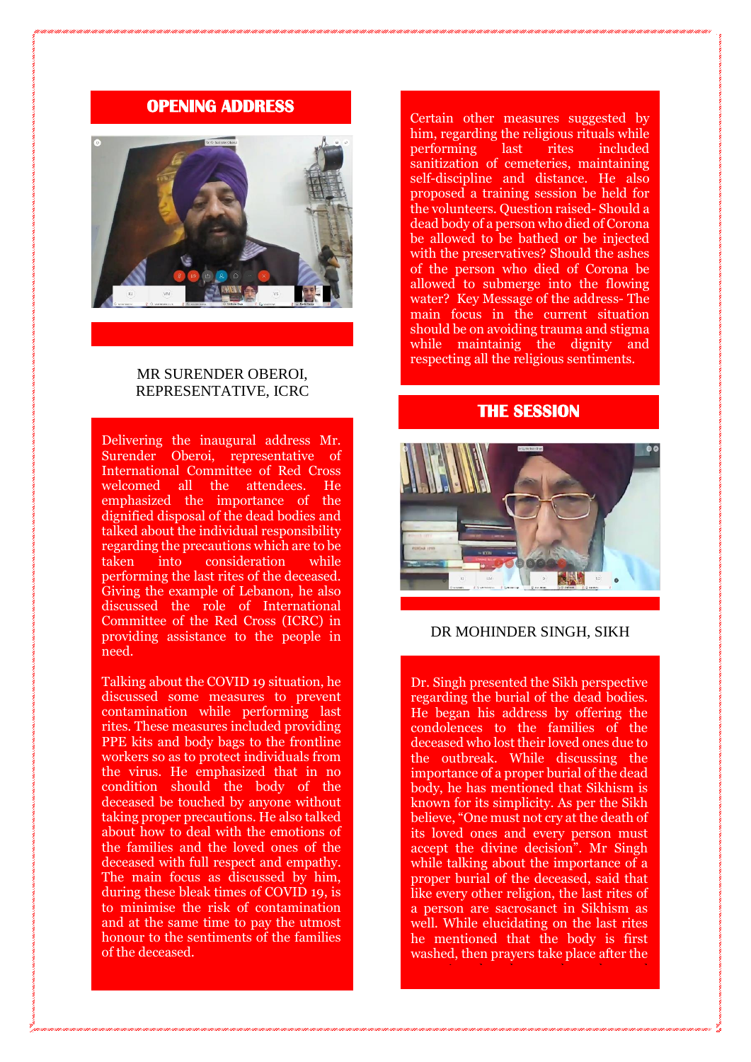## OPENING ADDRESS

MR SURENDER OBEROI, REPRESENTATIVE, ICRC

Delivering the inaugural address Mr. Surender Oberoi, representative of International Committee of Red Cross welcomed all the attendees. He emphasized the importance of the dignified disposal of the dead bodies and talked about the individual responsibility regarding the precautions which are to be taken into consideration while performing the last rites of the deceased. Giving the example of Lebanon, he also discussed the role of International Committee of the Red Cross (ICRC) in providing assistance to the people in need.

Talking about the COVID 19 situation, he discussed some measures to prevent contamination while performing last rites. These measures included providing PPE kits and body bags to the frontline workers so as to protect individuals from the virus. He emphasized that in no condition should the body of the deceased be touched by anyone without taking proper precautions. He also talked about how to deal with the emotions of the families and the loved ones of the deceased with full respect and empathy. The main focus as discussed by him, during these bleak times of COVID 19, is to minimise the risk of contamination and at the same time to pay the utmost honour to the sentiments of the families of the deceased.

Certain other measures suggested by him, regarding the religious rituals while performing last rites included sanitization of cemeteries, maintaining self-discipline and distance. He also proposed a training session be held for the volunteers. Question raised- Should a dead body of a person who died of Corona be allowed to be bathed or be injected with the preservatives? Should the ashes of the person who died of Corona be allowed to submerge into the flowing water? Key Message of the address- The main focus in the current situation should be on avoiding trauma and stigma while maintainig the dignity and respecting all the religious sentiments.

## THE SESSION

DR MOHINDER SINGH, SIKH

Dr. Singh presented the Sikh perspective regarding the burial of the dead bodies. He began his address by offering the condolences to the families of the deceased who lost their loved ones due to the outbreak. While discussing the importance of a proper burial of the dead body, he has mentioned that Sikhism is known for its simplicity. As per the Sikh believe, "One must not cry at the death of its loved ones and every person must accept the divine decision". Mr Singh while talking about the importance of a proper burial of the deceased, said that like every other religion, the last rites of a person are sacrosanct in Sikhism as well. While elucidating on the last rites he mentioned that the body is first washed, then prayers take place after the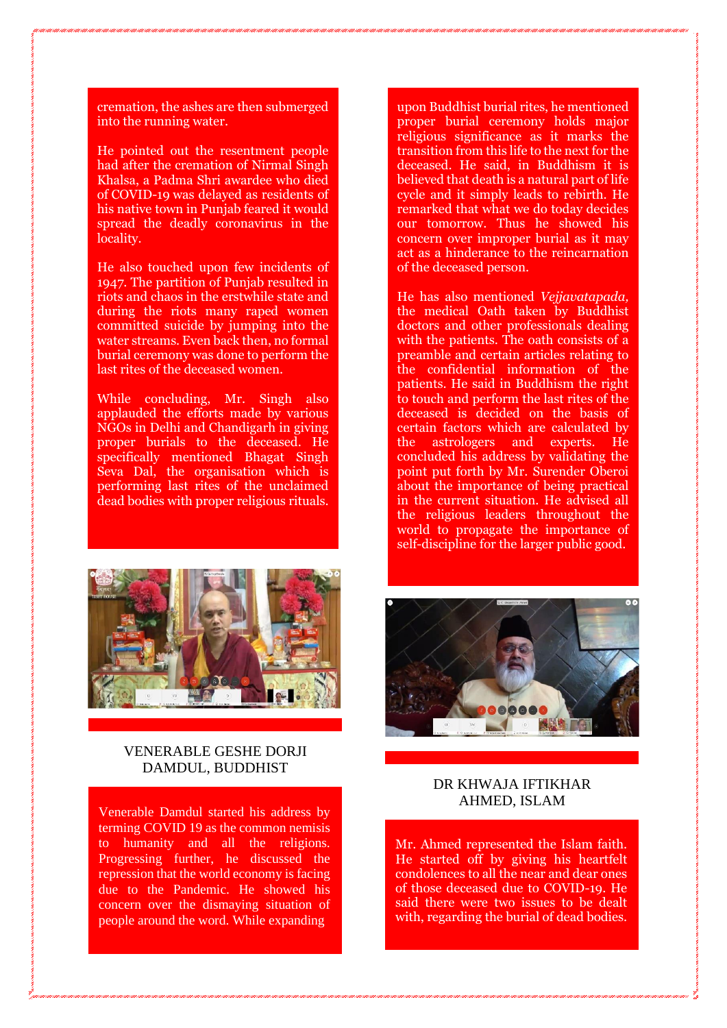cremation, the ashes are then submerged into the running water.

He pointed out the resentment people had after the cremation of Nirmal Singh Khalsa, a Padma Shri awardee who died of COVID-19 was delayed as residents of his native town in Punjab feared it would spread the deadly coronavirus in the locality.

He also touched upon few incidents of 1947. The partition of Punjab resulted in riots and chaos in the erstwhile state and during the riots many raped women committed suicide by jumping into the water streams. Even back then, no formal burial ceremony was done to perform the last rites of the deceased women.

While concluding, Mr. Singh also applauded the efforts made by various NGOs in Delhi and Chandigarh in giving proper burials to the deceased. He specifically mentioned Bhagat Singh Seva Dal, the organisation which is performing last rites of the unclaimed dead bodies with proper religious rituals.

## VENERABLE GESHE DORJI DAMDUL, BUDDHIST

Venerable Damdul started his address by terming COVID 19 as the common nemisis to humanity and all the religions. Progressing further, he discussed the repression that the world economy is facing due to the Pandemic. He showed his concern over the dismaying situation of people around the word. While expanding upon Buddhist burial rites, he mentioned proper burial ceremony holds major religious significance as it marks the transition from this life to the next for the deceased. He said, in Buddhism it is believed that death is a natural part of life cycle and it simply leads to rebirth. He remarked that what we do today decides our tomorrow. Thus he showed his concern over improper burial as it may act as a hinderance to the reincarnation of the deceased person.

He has also mentioned *Vejjavatapada,* the medical Oath taken by Buddhist doctors and other professionals dealing with the patients. The oath consists of a preamble and certain articles relating to the confidential information of the patients. He said in Buddhism the right to touch and perform the last rites of the deceased is decided on the basis of certain factors which are calculated by the astrologers and experts. He concluded his address by validating the point put forth by Mr. Surender Oberoi about the importance of being practical in the current situation. He advised all the religious leaders throughout the world to propagate the importance of self-discipline for the larger public good.

## DR KHWAJA IFTIKHAR AHMED, ISLAM

Mr. Ahmed represented the Islam faith. He started off by giving his heartfelt condolences to all the near and dear ones of those deceased due to COVID-19. He said there were two issues to be dealt with, regarding the burial of dead bodies.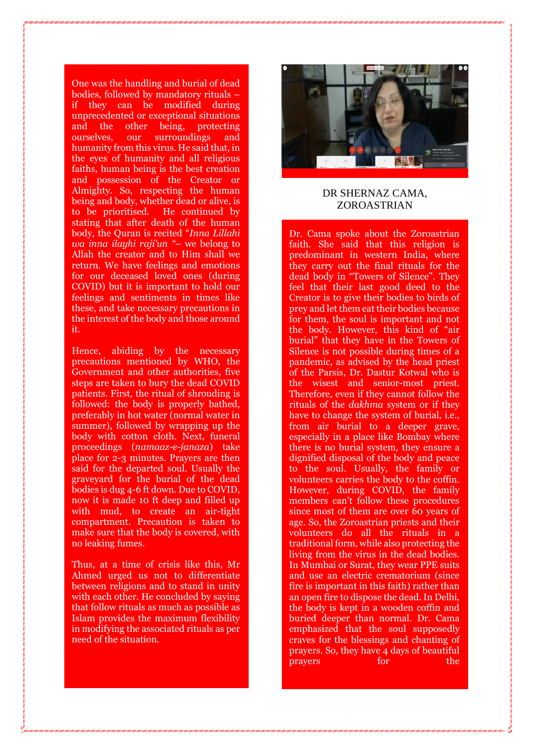One was the handling and burial of dead bodies, followed by mandatory rituals – if they can be modified during unprecedented or exceptional situations and the other being, protecting ourselves, our surroundings and humanity from this virus. He said that, in the eyes of humanity and all religious faiths, human being is the best creation and possession of the Creator or Almighty. So, respecting the human being and body, whether dead or alive, is to be prioritised. He continued by stating that after death of the human body, the Quran is recited "*Inna Lillahi wa inna ilayhi raji'un* "– we belong to Allah the creator and to Him shall we return. We have feelings and emotions for our deceased loved ones (during COVID) but it is important to hold our feelings and sentiments in times like these, and take necessary precautions in the interest of the body and those around it.

Hence, abiding by the necessary precautions mentioned by WHO, the Government and other authorities, five steps are taken to bury the dead COVID patients. First, the ritual of shrouding is followed: the body is properly bathed, preferably in hot water (normal water in summer), followed by wrapping up the body with cotton cloth. Next, funeral proceedings (*namaaz-e-janaza*) take place for 2-3 minutes. Prayers are then said for the departed soul. Usually the graveyard for the burial of the dead bodies is dug 4-6 ft down. Due to COVID, now it is made 10 ft deep and filled up with mud, to create an air-tight compartment. Precaution is taken to make sure that the body is covered, with no leaking fumes.

Thus, at a time of crisis like this, Mr Ahmed urged us not to differentiate between religions and to stand in unity with each other. He concluded by saying that follow rituals as much as possible as Islam provides the maximum flexibility in modifying the associated rituals as per need of the situation.

DR SHERNAZ CAMA, ZOROASTRIAN

Dr. Cama spoke about the Zoroastrian faith. She said that this religion is predominant in western India, where they carry out the final rituals for the dead body in "Towers of Silence". They feel that their last good deed to the Creator is to give their bodies to birds of prey and let them eat their bodies because for them, the soul is important and not the body. However, this kind of "air burial" that they have in the Towers of Silence is not possible during times of a pandemic, as advised by the head priest of the Parsis, Dr. Dastur Kotwal who is the wisest and senior-most priest. Therefore, even if they cannot follow the rituals of the *dakhma* system or if they have to change the system of burial, i.e., from air burial to a deeper grave, especially in a place like Bombay where there is no burial system, they ensure a dignified disposal of the body and peace to the soul. Usually, the family or volunteers carries the body to the coffin. However, during COVID, the family members can't follow these procedures since most of them are over 60 years of age. So, the Zoroastrian priests and their volunteers do all the rituals in a traditional form, while also protecting the living from the virus in the dead bodies. In Mumbai or Surat, they wear PPE suits and use an electric crematorium (since fire is important in this faith) rather than an open fire to dispose the dead. In Delhi, the body is kept in a wooden coffin and buried deeper than normal. Dr. Cama emphasized that the soul supposedly craves for the blessings and chanting of prayers. So, they have 4 days of beautiful prayers for the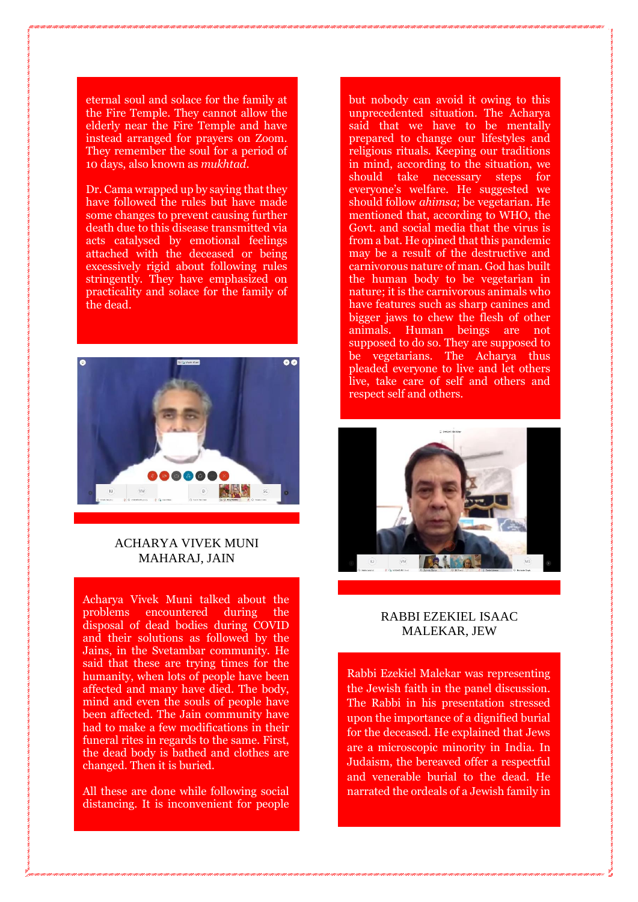eternal soul and solace for the family at the Fire Temple. They cannot allow the elderly near the Fire Temple and have instead arranged for prayers on Zoom. They remember the soul for a period of 10 days, also known as *mukhtad*.

Dr. Cama wrapped up by saying that they have followed the rules but have made some changes to prevent causing further death due to this disease transmitted via acts catalysed by emotional feelings attached with the deceased or being excessively rigid about following rules stringently. They have emphasized on practicality and solace for the family of the dead.

ACHARYA VIVEK MUNI MAHARAJ, JAIN

Acharya Vivek Muni talked about the problems encountered during the disposal of dead bodies during COVID and their solutions as followed by the Jains, in the Svetambar community. He said that these are trying times for the humanity, when lots of people have been affected and many have died. The body, mind and even the souls of people have been affected. The Jain community have had to make a few modifications in their funeral rites in regards to the same. First, the dead body is bathed and clothes are changed. Then it is buried.

All these are done while following social distancing. It is inconvenient for people but nobody can avoid it owing to this unprecedented situation. The Acharya said that we have to be mentally prepared to change our lifestyles and religious rituals. Keeping our traditions in mind, according to the situation, we should take necessary steps for everyone's welfare. He suggested we should follow *ahimsa*; be vegetarian. He mentioned that, according to WHO, the Govt. and social media that the virus is from a bat. He opined that this pandemic may be a result of the destructive and carnivorous nature of man. God has built the human body to be vegetarian in nature; it is the carnivorous animals who have features such as sharp canines and bigger jaws to chew the flesh of other animals. Human beings are not supposed to do so. They are supposed to be vegetarians. The Acharya thus pleaded everyone to live and let others live, take care of self and others and respect self and others.

RABBI EZEKIEL ISAAC MALEKAR, JEW

Rabbi Ezekiel Malekar was representing the Jewish faith in the panel discussion. The Rabbi in his presentation stressed upon the importance of a dignified burial for the deceased. He explained that Jews are a microscopic minority in India. In Judaism, the bereaved offer a respectful and venerable burial to the dead. He narrated the ordeals of a Jewish family in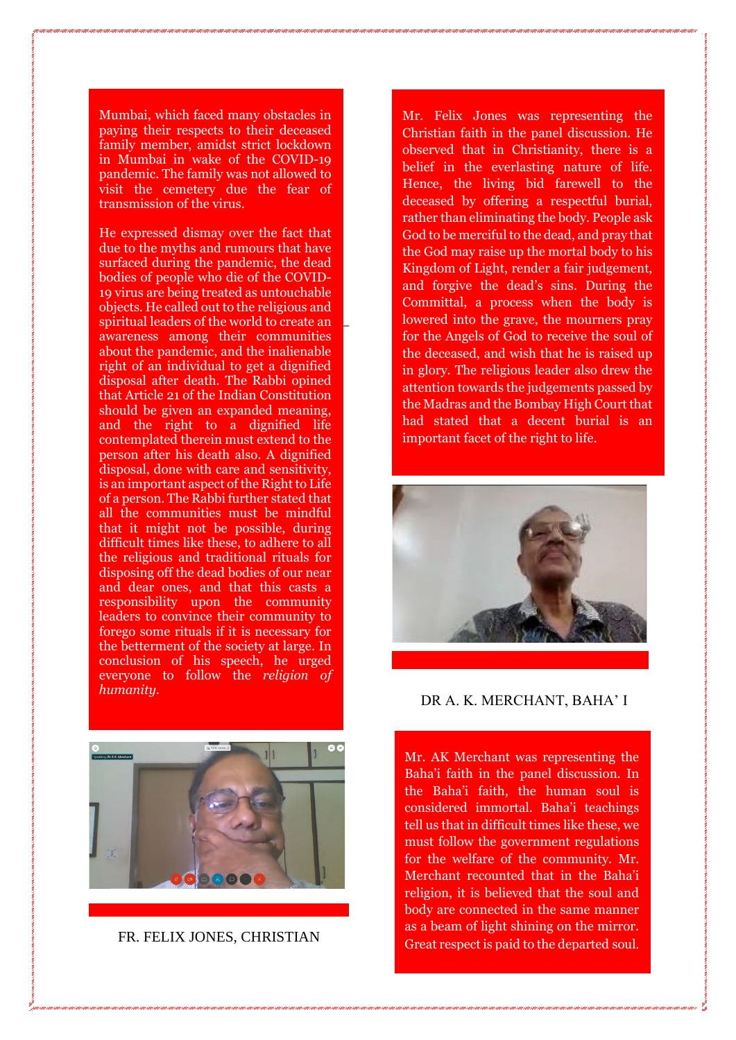Mumbai, which faced many obstacles in paying their respects to their deceased family member, amidst strict lockdown in Mumbai in wake of the COVID-19 pandemic. The family was not allowed to visit the cemetery due the fear of transmission of the virus.

He expressed dismay over the fact that due to the myths and rumours that have surfaced during the pandemic, the dead bodies of people who die of the COVID-19 virus are being treated as untouchable objects. He called out to the religious and spiritual leaders of the world to create an awareness among their communities about the pandemic, and the inalienable right of an individual to get a dignified disposal after death. The Rabbi opined that Article 21 of the Indian Constitution should be given an expanded meaning, and the right to a dignified life contemplated therein must extend to the person after his death also. A dignified disposal, done with care and sensitivity, is an important aspect of the Right to Life of a person. The Rabbi further stated that all the communities must be mindful that it might not be possible, during difficult times like these, to adhere to all the religious and traditional rituals for disposing off the dead bodies of our near and dear ones, and that this casts a responsibility upon the community leaders to convince their community to forego some rituals if it is necessary for the betterment of the society at large. In conclusion of his speech, he urged everyone to follow the *religion of humanity*.

FR. FELIX JONES, CHRISTIAN

Mr. Felix Jones was representing the Christian faith in the panel discussion. He observed that in Christianity, there is a belief in the everlasting nature of life. Hence, the living bid farewell to the deceased by offering a respectful burial, rather than eliminating the body. People ask God to be merciful to the dead, and pray that the God may raise up the mortal body to his Kingdom of Light, render a fair judgement, and forgive the dead's sins. During the Committal, a process when the body is lowered into the grave, the mourners pray for the Angels of God to receive the soul of the deceased, and wish that he is raised up in glory. The religious leader also drew the attention towards the judgements passed by the Madras and the Bombay High Court that had stated that a decent burial is an important facet of the right to life.

DR A. K. MERCHANT, BAHA' I

Mr. AK Merchant was representing the Baha'i faith in the panel discussion. In the Baha'i faith, the human soul is considered immortal. Baha'i teachings tell us that in difficult times like these, we must follow the government regulations for the welfare of the community. Mr. Merchant recounted that in the Baha'i religion, it is believed that the soul and body are connected in the same manner as a beam of light shining on the mirror. Great respect is paid to the departed soul.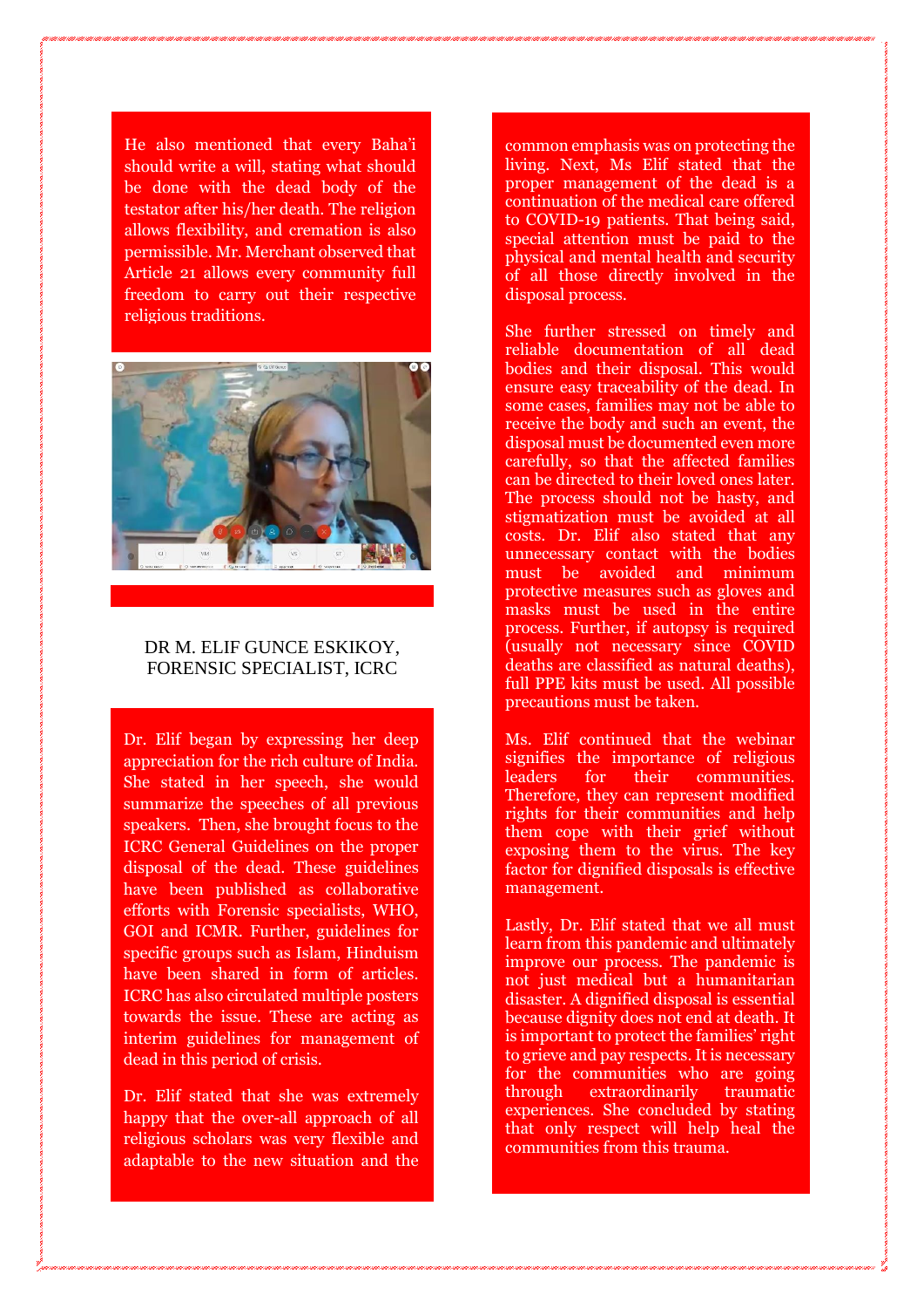He also mentioned that every Baha'i should write a will, stating what should be done with the dead body of the testator after his/her death. The religion allows flexibility, and cremation is also permissible. Mr. Merchant observed that Article 21 allows every community full freedom to carry out their respective religious traditions.

DR M. ELIF GUNCE ESKIKOY, FORENSIC SPECIALIST, ICRC

Dr. Elif began by expressing her deep appreciation for the rich culture of India. She stated in her speech, she would summarize the speeches of all previous speakers. Then, she brought focus to the ICRC General Guidelines on the proper disposal of the dead. These guidelines have been published as collaborative efforts with Forensic specialists, WHO, GOI and ICMR. Further, guidelines for specific groups such as Islam, Hinduism have been shared in form of articles. ICRC has also circulated multiple posters towards the issue. These are acting as interim guidelines for management of dead in this period of crisis.

Dr. Elif stated that she was extremely happy that the over-all approach of all religious scholars was very flexible and adaptable to the new situation and the common emphasis was on protecting the living. Next, Ms Elif stated that the proper management of the dead is a continuation of the medical care offered to COVID-19 patients. That being said, special attention must be paid to the physical and mental health and security of all those directly involved in the disposal process.

She further stressed on timely and reliable documentation of all dead bodies and their disposal. This would ensure easy traceability of the dead. In some cases, families may not be able to receive the body and such an event, the disposal must be documented even more carefully, so that the affected families can be directed to their loved ones later. The process should not be hasty, and stigmatization must be avoided at all costs. Dr. Elif also stated that any unnecessary contact with the bodies must be avoided and minimum protective measures such as gloves and masks must be used in the entire process. Further, if autopsy is required (usually not necessary since COVID deaths are classified as natural deaths), full PPE kits must be used. All possible precautions must be taken.

Ms. Elif continued that the webinar signifies the importance of religious leaders for their communities. Therefore, they can represent modified rights for their communities and help them cope with their grief without exposing them to the virus. The key factor for dignified disposals is effective management.

Lastly, Dr. Elif stated that we all must learn from this pandemic and ultimately improve our process. The pandemic is not just medical but a humanitarian disaster. A dignified disposal is essential because dignity does not end at death. It is important to protect the families' right to grieve and pay respects. It is necessary for the communities who are going through extraordinarily traumatic experiences. She concluded by stating that only respect will help heal the communities from this trauma.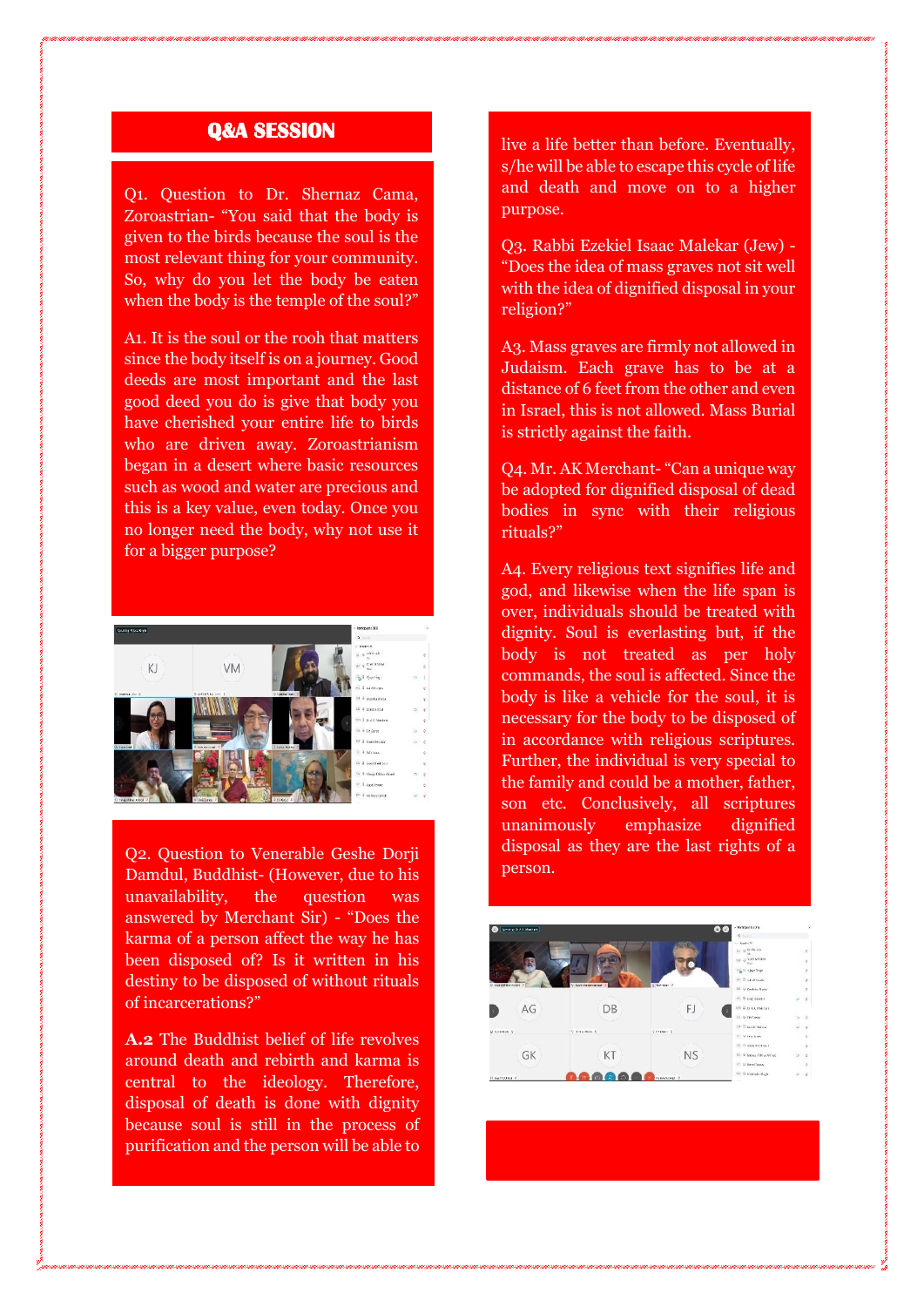## Q&A SESSION

Q1. Question to Dr. Shernaz Cama, Zoroastrian- "You said that the body is given to the birds because the soul is the most relevant thing for your community. So, why do you let the body be eaten when the body is the temple of the soul?"

A1. It is the soul or the rooh that matters since the body itself is on a journey. Good deeds are most important and the last good deed you do is give that body you have cherished your entire life to birds who are driven away. Zoroastrianism began in a desert where basic resources such as wood and water are precious and this is a key value, even today. Once you no longer need the body, why not use it for a bigger purpose?

Q2. Question to Venerable Geshe Dorji Damdul, Buddhist- (However, due to his unavailability, the question was answered by Merchant Sir) - "Does the karma of a person affect the way he has been disposed of? Is it written in his destiny to be disposed of without rituals of incarcerations?"

**A.2** The Buddhist belief of life revolves around death and rebirth and karma is central to the ideology. Therefore, disposal of death is done with dignity because soul is still in the process of purification and the person will be able to live a life better than before. Eventually, s/he will be able to escape this cycle of life and death and move on to a higher purpose.

Q3. Rabbi Ezekiel Isaac Malekar (Jew) - "Does the idea of mass graves not sit well with the idea of dignified disposal in your religion?"

A3. Mass graves are firmly not allowed in Judaism. Each grave has to be at a distance of 6 feet from the other and even in Israel, this is not allowed. Mass Burial is strictly against the faith.

Q4. Mr. AK Merchant- "Can a unique way be adopted for dignified disposal of dead bodies in sync with their religious rituals?"

A4. Every religious text signifies life and god, and likewise when the life span is over, individuals should be treated with dignity. Soul is everlasting but, if the body is not treated as per holy commands, the soul is affected. Since the body is like a vehicle for the soul, it is necessary for the body to be disposed of in accordance with religious scriptures. Further, the individual is very special to the family and could be a mother, father, son etc. Conclusively, all scriptures unanimously emphasize dignified disposal as they are the last rights of a person.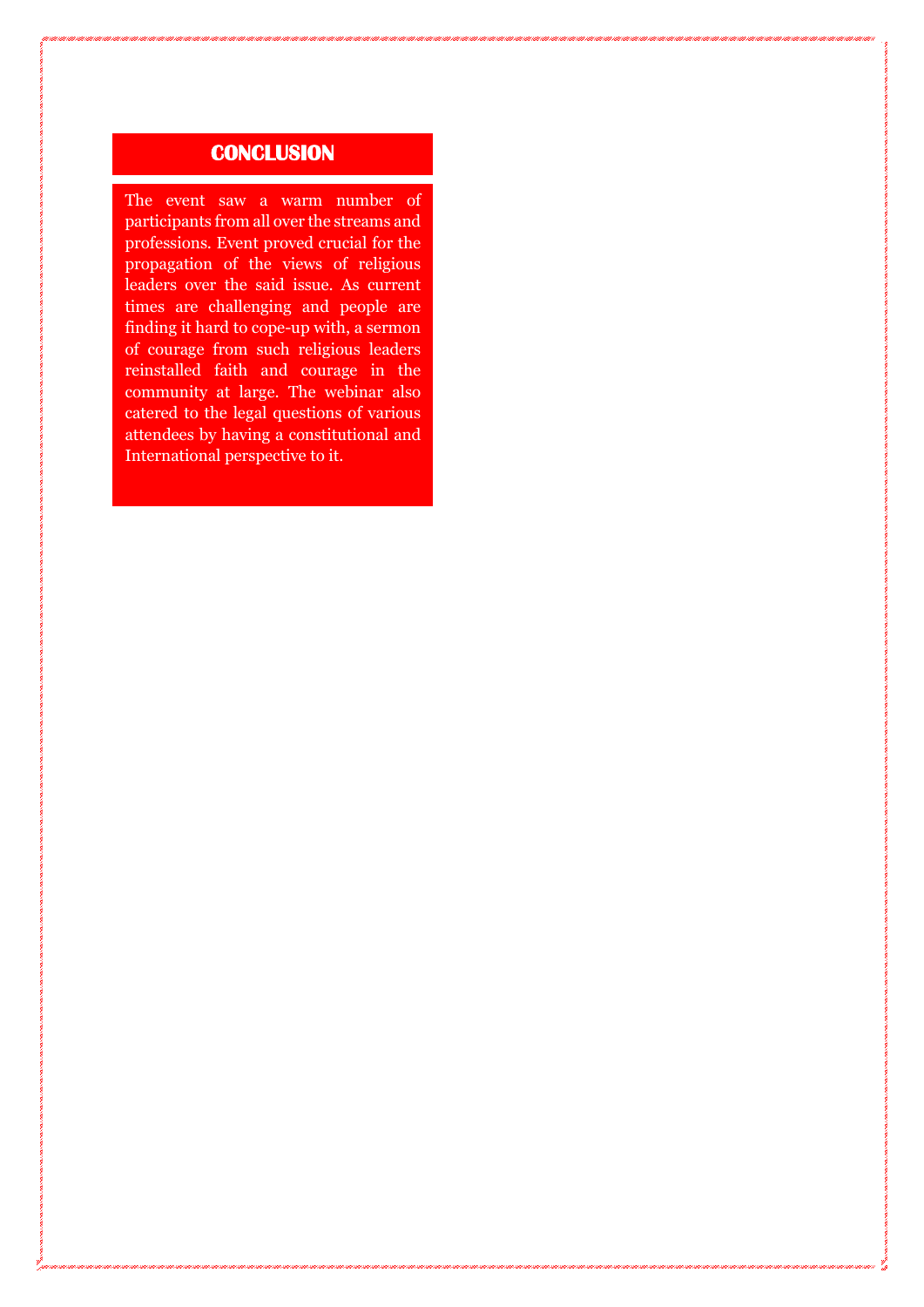## CONCLUSION

The event saw a warm number of participants from all over the streams and professions. Event proved crucial for the propagation of the views of religious leaders over the said issue. As current times are challenging and people are finding it hard to cope-up with, a sermon of courage from such religious leaders reinstalled faith and courage in the community at large. The webinar also catered to the legal questions of various attendees by having a constitutional and International perspective to it.